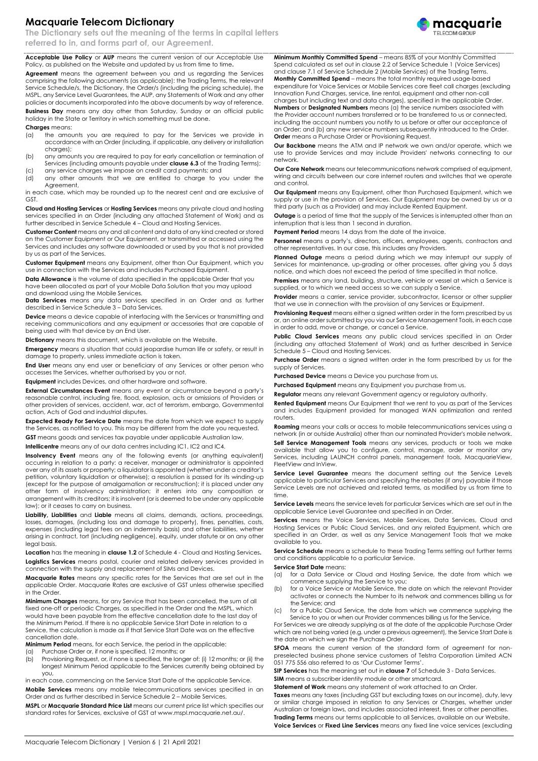# Macquarie Telecom Dictionary

**The Dictionary sets out the meaning of the terms in capital letters referred to in, and forms part of, our Agreement.**

**Acceptable Use Policy** or **AUP** means the current version of our Acceptable Use Policy, as published on the Website and updated by us from time to time**.**

**Agreement** means the agreement between you and us regarding the Services comprising the following documents (as applicable): the Trading Terms, the relevant Service Schedule/s, the Dictionary, the Order/s (including the pricing schedule), the MSPL, any Service Level Guarantees, the AUP, any Statements of Work and any other policies or documents incorporated into the above documents by way of reference.

**Business Day** means any day other than Saturday, Sunday or an official public holiday in the State or Territory in which something must be done.

**Charges** means:

(a) the amounts you are required to pay for the Services we provide in accordance with an Order (including, if applicable, any delivery or installation charges);
(b) any amounts you are required to pay for early cancellation or termination of Services (including amounts payable under **clause 6.3** of the Trading Terms);
(c) any service charges we impose on credit card payments; and
(d) any other amounts that we are entitled to charge to you under the Agreement,

in each case, which may be rounded up to the nearest cent and are exclusive of GST.

**Cloud and Hosting Services** or **Hosting Services** means any private cloud and hosting services specified in an Order (including any attached Statement of Work) and as further described in Service Schedule 4 – Cloud and Hosting Services.

**Customer Content** means any and all content and data of any kind created or stored on the Customer Equipment or Our Equipment, or transmitted or accessed using the Services and includes any software downloaded or used by you that is not provided by us as part of the Services.

**Customer Equipment** means any Equipment, other than Our Equipment, which you use in connection with the Services and includes Purchased Equipment.

**Data Allowance** is the volume of data specified in the applicable Order that you have been allocated as part of your Mobile Data Solution that you may upload and download using the Mobile Services.

**Data Services** means any data services specified in an Order and as further described in Service Schedule 3 – Data Services.

**Device** means a device capable of interfacing with the Services or transmitting and receiving communications and any equipment or accessories that are capable of being used with that device by an End User.

**Dictionary** means this document, which is available on the Website.

**Emergency** means a situation that could jeopardise human life or safety, or result in damage to property, unless immediate action is taken.

**End User** means any end user or beneficiary of any Services or other person who accesses the Services, whether authorised by you or not.

**Equipment** includes Devices, and other hardware and software.

**External Circumstances Event** means any event or circumstance beyond a party's reasonable control, including fire, flood, explosion, acts or omissions of Providers or other providers of services, accident, war, act of terrorism, embargo, Governmental action, Acts of God and industrial disputes.

**Expected Ready For Service Date** means the date from which we expect to supply the Services, as notified to you. This may be different from the date you requested.

**GST** means goods and services tax payable under applicable Australian law.

**Intellicentre** means any of our data centres including IC1, IC2 and IC4.

**Insolvency Event** means any of the following events (or anything equivalent) occurring in relation to a party: a receiver, manager or administrator is appointed over any of its assets or property; a liquidator is appointed (whether under a creditor's petition, voluntary liquidation or otherwise); a resolution is passed for its winding-up (except for the purpose of amalgamation or reconstruction); it is placed under any other form of insolvency administration; it enters into any composition or arrangement with its creditors; it is insolvent (or is deemed to be under any applicable law); or it ceases to carry on business.

**Liability, Liabilities** and **Liable** means all claims, demands, actions, proceedings, losses, damages, (including loss and damage to property), fines, penalties, costs, expenses (including legal fees on an indemnity basis) and other liabilities, whether arising in contract, tort (including negligence), equity, under statute or on any other legal basis.

**Location** has the meaning in **clause 1.2** of Schedule 4 - Cloud and Hosting Services**.**

**Logistics Services** means postal, courier and related delivery services provided in connection with the supply and replacement of SIMs and Devices.

**Macquarie Rates** means any specific rates for the Services that are set out in the applicable Order. Macquarie Rates are exclusive of GST unless otherwise specified in the Order.

**Minimum Charges** means, for any Service that has been cancelled, the sum of all fixed one-off or periodic Charges, as specified in the Order and the MSPL, which would have been payable from the effective cancellation date to the last day of the Minimum Period. If there is no applicable Service Start Date in relation to a Service, the calculation is made as if that Service Start Date was on the effective cancellation date.

**Minimum Period** means, for each Service, the period in the applicable:

(a) Purchase Order or, if none is specified, 12 months; or
(b) Provisioning Request, or, if none is specified, the longer of: (i) 12 months; or (ii) the longest Minimum Period applicable to the Services currently being obtained by you,

in each case, commencing on the Service Start Date of the applicable Service.

**Mobile Services** means any mobile telecommunications services specified in an Order and as further described in Service Schedule 2 – Mobile Services.

**MSPL** or **Macquarie Standard Price List** means our current price list which specifies our standard rates for Services, exclusive of GST at www.mspl.macquarie.net.au/.

**Minimum Monthly Committed Spend** – means 85% of your Monthly Committed Spend calculated as set out in clause 2.2 of Service Schedule 1 (Voice Services) and clause 7.1 of Service Schedule 2 (Mobile Services) of the Trading Terms.

**Monthly Committed Spend** – means the total monthly required usage-based expenditure for Voice Services or Mobile Services core fleet call charges (excluding Innovation Fund Charges, service, line rental, equipment and other non-call charges but including text and data charges), specified in the applicable Order.

**Numbers** or **Designated Numbers** means (a) the service numbers associated with the Provider account numbers transferred or to be transferred to us or connected, including the account numbers you notify to us before or after our acceptance of an Order; and (b) any new service numbers subsequently introduced to the Order.

**Order** means a Purchase Order or Provisioning Request.

**Our Backbone** means the ATM and IP network we own and/or operate, which we use to provide Services and may include Providers' networks connecting to our network.

**Our Core Network** means our telecommunications network comprised of equipment, wiring and circuits between our core internet routers and switches that we operate and control.

**Our Equipment** means any Equipment, other than Purchased Equipment, which we supply or use in the provision of Services. Our Equipment may be owned by us or a third party (such as a Provider) and may include Rented Equipment.

**Outage** is a period of time that the supply of the Services is interrupted other than an interruption that is less than 1 second in duration.

**Payment Period** means 14 days from the date of the invoice.

**Personnel** means a party's, directors, officers, employees, agents, contractors and other representatives. In our case, this includes any Providers.

**Planned Outage** means a period during which we may interrupt our supply of Services for maintenance, up-grading or other processes, after giving you 5 days notice, and which does not exceed the period of time specified in that notice.

**Premises** means any land, building, structure, vehicle or vessel at which a Service is supplied, or to which we need access so we can supply a Service.

**Provider** means a carrier, service provider, subcontractor, licensor or other supplier that we use in connection with the provision of any Services or Equipment.

**Provisioning Request** means either a signed written order in the form prescribed by us or, an online order submitted by you via our Service Management Tools, in each case in order to add, move or change, or cancel a Service.

**Public Cloud Services** means any public cloud services specified in an Order (including any attached Statement of Work) and as further described in Service Schedule 5 – Cloud and Hosting Services.

**Purchase Order** means a signed written order in the form prescribed by us for the supply of Services.

**Purchased Device** means a Device you purchase from us.

**Purchased Equipment** means any Equipment you purchase from us.

**Regulator** means any relevant Government agency or regulatory authority.

**Rented Equipment** means Our Equipment that we rent to you as part of the Services and includes Equipment provided for managed WAN optimization and rented routers.

**Roaming** means your calls or access to mobile telecommunications services using a network (in or outside Australia) other than our nominated Provider's mobile network.

**Self Service Management Tools** means any services, products or tools we make available that allow you to configure, control, manage, order or monitor any Services, including LAUNCH control panels, management tools, MacquarieView, FleetView and InView.

**Service Level Guarantee** means the document setting out the Service Levels applicable to particular Services and specifying the rebates (if any) payable if those Service Levels are not achieved and related terms, as modified by us from time to time.

**Service Levels** means the service levels for particular Services which are set out in the applicable Service Level Guarantee and specified in an Order.

**Services** means the Voice Services, Mobile Services, Data Services, Cloud and Hosting Services or Public Cloud Services, and any related Equipment, which are specified in an Order, as well as any Service Management Tools that we make available to you.

**Service Schedule** means a schedule to these Trading Terms setting out further terms and conditions applicable to a particular Service.

**Service Start Date** means:

(a) for a Data Service or Cloud and Hosting Service, the date from which we commence supplying the Service to you;
(b) for a Voice Service or Mobile Service, the date on which the relevant Provider activates or connects the Number to its network and commences billing us for the Service; and
(c) for a Public Cloud Service, the date from which we commence supplying the Service to you or when our Provider commences billing us for the Service.

For Services we are already supplying as at the date of the applicable Purchase Order which are not being varied (e.g. under a previous agreement), the Service Start Date is the date on which we sign the Purchase Order.

**SFOA** means the current version of the standard form of agreement for non-preselected business phone service customers of Telstra Corporation Limited ACN 051 775 556 also referred to as 'Our Customer Terms'.

**SIP Services** has the meaning set out in **clause 7** of Schedule 3 - Data Services.

**SIM** means a subscriber identity module or other smartcard.

**Statement of Work** means any statement of work attached to an Order.

**Taxes** means any taxes (including GST but excluding taxes on our income), duty, levy or similar charge imposed in relation to any Services or Charges, whether under Australian or foreign laws, and includes associated interest, fines or other penalties.

**Trading Terms** means our terms applicable to all Services, available on our Website.

**Voice Services** or **Fixed Line Services** means any fixed line voice services (excluding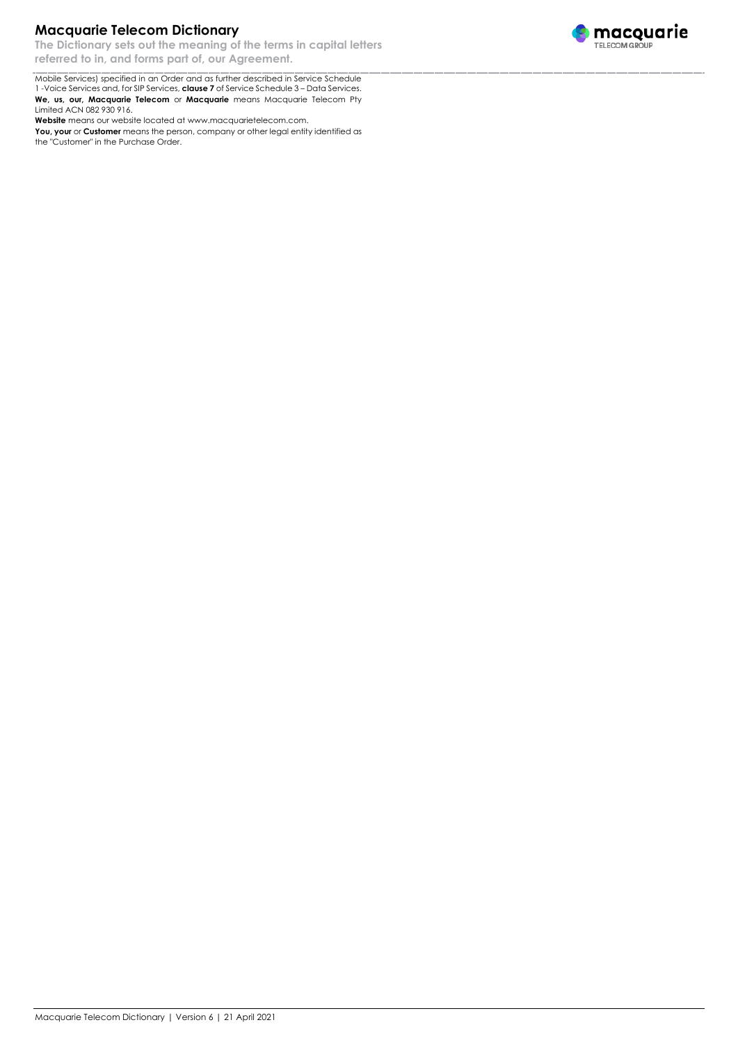Mobile Services) specified in an Order and as further described in Service Schedule 1 -Voice Services and, for SIP Services, **clause 7** of Service Schedule 3 – Data Services.

**We, us, our, Macquarie Telecom** or **Macquarie** means Macquarie Telecom Pty Limited ACN 082 930 916.

**Website** means our website located at www.macquarietelecom.com.

**You, your** or **Customer** means the person, company or other legal entity identified as the "Customer" in the Purchase Order.